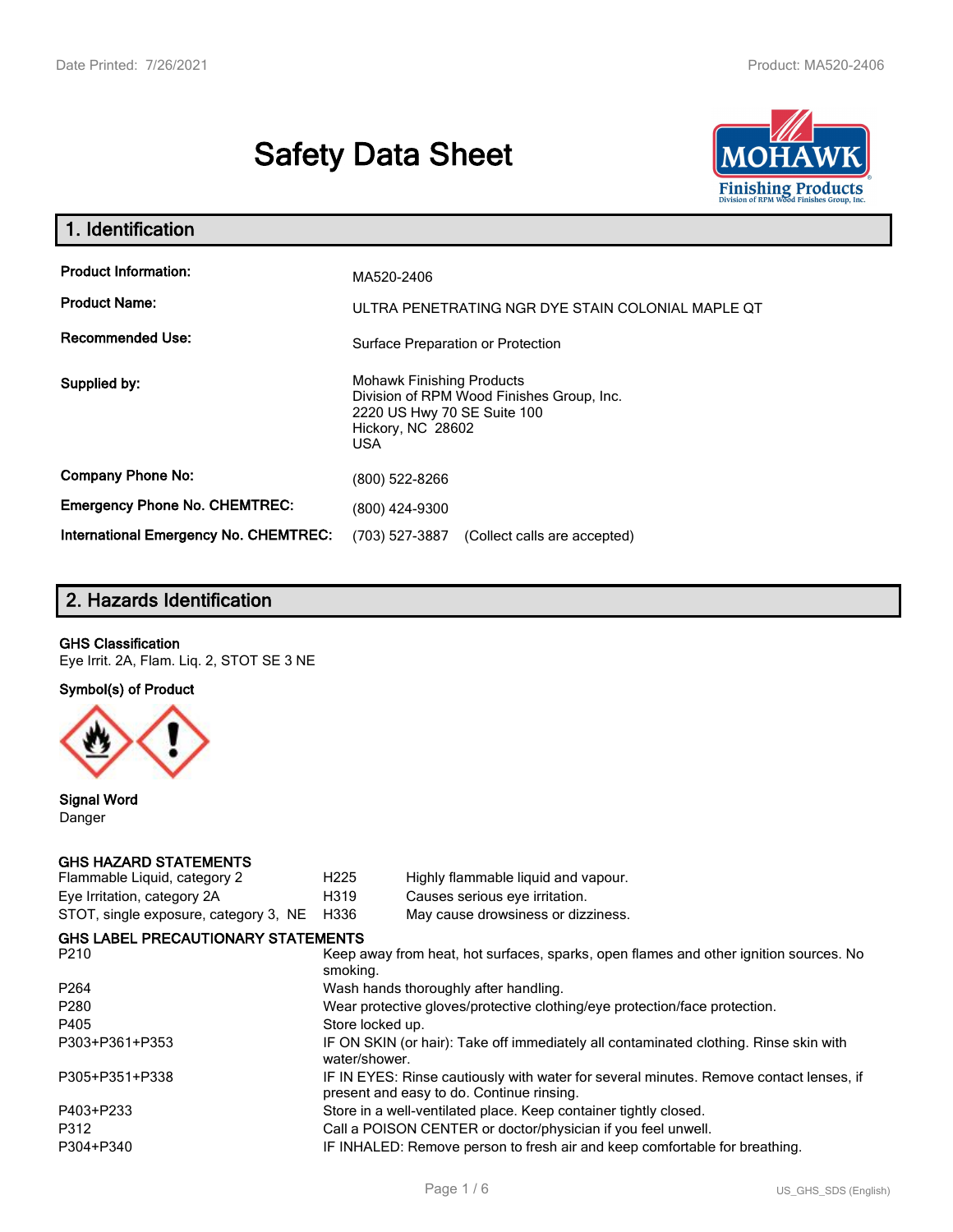# Safety Data Sheet

## 1. Identification

| | |
|---|---|
| **Product Information:** | MA520-2406 |
| **Product Name:** | ULTRA PENETRATING NGR DYE STAIN COLONIAL MAPLE QT |
| **Recommended Use:** | Surface Preparation or Protection |
| **Supplied by:** | Mohawk Finishing Products<br>Division of RPM Wood Finishes Group, Inc.<br>2220 US Hwy 70 SE Suite 100<br>Hickory, NC 28602<br>USA |
| **Company Phone No:** | (800) 522-8266 |
| **Emergency Phone No. CHEMTREC:** | (800) 424-9300 |
| **International Emergency No. CHEMTREC:** | (703) 527-3887 (Collect calls are accepted) |

## 2. Hazards Identification

**GHS Classification**

Eye Irrit. 2A, Flam. Liq. 2, STOT SE 3 NE

**Symbol(s) of Product**

**Signal Word**

Danger

**GHS HAZARD STATEMENTS**

| | | |
|---|---|---|
| Flammable Liquid, category 2 | H225 | Highly flammable liquid and vapour. |
| Eye Irritation, category 2A | H319 | Causes serious eye irritation. |
| STOT, single exposure, category 3, NE | H336 | May cause drowsiness or dizziness. |

**GHS LABEL PRECAUTIONARY STATEMENTS**

| | |
|---|---|
| P210 | Keep away from heat, hot surfaces, sparks, open flames and other ignition sources. No smoking. |
| P264 | Wash hands thoroughly after handling. |
| P280 | Wear protective gloves/protective clothing/eye protection/face protection. |
| P405 | Store locked up. |
| P303+P361+P353 | IF ON SKIN (or hair): Take off immediately all contaminated clothing. Rinse skin with water/shower. |
| P305+P351+P338 | IF IN EYES: Rinse cautiously with water for several minutes. Remove contact lenses, if present and easy to do. Continue rinsing. |
| P403+P233 | Store in a well-ventilated place. Keep container tightly closed. |
| P312 | Call a POISON CENTER or doctor/physician if you feel unwell. |
| P304+P340 | IF INHALED: Remove person to fresh air and keep comfortable for breathing. |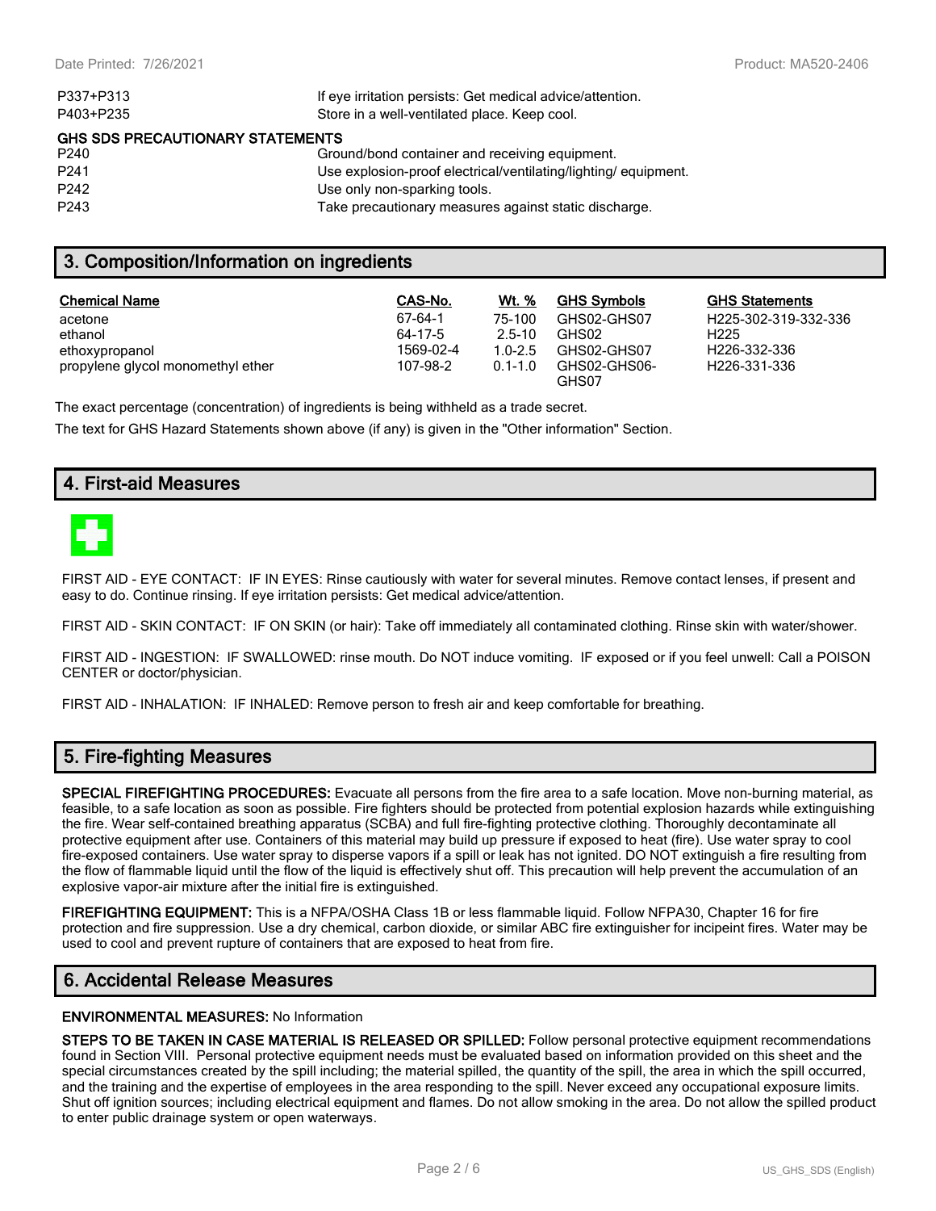| | |
|---|---|
| P337+P313 | If eye irritation persists: Get medical advice/attention. |
| P403+P235 | Store in a well-ventilated place. Keep cool. |

**GHS SDS PRECAUTIONARY STATEMENTS**

| | |
|---|---|
| P240 | Ground/bond container and receiving equipment. |
| P241 | Use explosion-proof electrical/ventilating/lighting/ equipment. |
| P242 | Use only non-sparking tools. |
| P243 | Take precautionary measures against static discharge. |

## 3. Composition/Information on ingredients

| Chemical Name | CAS-No. | Wt. % | GHS Symbols | GHS Statements |
|---|---|---|---|---|
| acetone | 67-64-1 | 75-100 | GHS02-GHS07 | H225-302-319-332-336 |
| ethanol | 64-17-5 | 2.5-10 | GHS02 | H225 |
| ethoxypropanol | 1569-02-4 | 1.0-2.5 | GHS02-GHS07 | H226-332-336 |
| propylene glycol monomethyl ether | 107-98-2 | 0.1-1.0 | GHS02-GHS06-GHS07 | H226-331-336 |

The exact percentage (concentration) of ingredients is being withheld as a trade secret.

The text for GHS Hazard Statements shown above (if any) is given in the "Other information" Section.

## 4. First-aid Measures

FIRST AID - EYE CONTACT: IF IN EYES: Rinse cautiously with water for several minutes. Remove contact lenses, if present and easy to do. Continue rinsing. If eye irritation persists: Get medical advice/attention.

FIRST AID - SKIN CONTACT: IF ON SKIN (or hair): Take off immediately all contaminated clothing. Rinse skin with water/shower.

FIRST AID - INGESTION: IF SWALLOWED: rinse mouth. Do NOT induce vomiting. IF exposed or if you feel unwell: Call a POISON CENTER or doctor/physician.

FIRST AID - INHALATION: IF INHALED: Remove person to fresh air and keep comfortable for breathing.

## 5. Fire-fighting Measures

**SPECIAL FIREFIGHTING PROCEDURES:** Evacuate all persons from the fire area to a safe location. Move non-burning material, as feasible, to a safe location as soon as possible. Fire fighters should be protected from potential explosion hazards while extinguishing the fire. Wear self-contained breathing apparatus (SCBA) and full fire-fighting protective clothing. Thoroughly decontaminate all protective equipment after use. Containers of this material may build up pressure if exposed to heat (fire). Use water spray to cool fire-exposed containers. Use water spray to disperse vapors if a spill or leak has not ignited. DO NOT extinguish a fire resulting from the flow of flammable liquid until the flow of the liquid is effectively shut off. This precaution will help prevent the accumulation of an explosive vapor-air mixture after the initial fire is extinguished.

**FIREFIGHTING EQUIPMENT:** This is a NFPA/OSHA Class 1B or less flammable liquid. Follow NFPA30, Chapter 16 for fire protection and fire suppression. Use a dry chemical, carbon dioxide, or similar ABC fire extinguisher for incipeint fires. Water may be used to cool and prevent rupture of containers that are exposed to heat from fire.

## 6. Accidental Release Measures

**ENVIRONMENTAL MEASURES:** No Information

**STEPS TO BE TAKEN IN CASE MATERIAL IS RELEASED OR SPILLED:** Follow personal protective equipment recommendations found in Section VIII. Personal protective equipment needs must be evaluated based on information provided on this sheet and the special circumstances created by the spill including; the material spilled, the quantity of the spill, the area in which the spill occurred, and the training and the expertise of employees in the area responding to the spill. Never exceed any occupational exposure limits. Shut off ignition sources; including electrical equipment and flames. Do not allow smoking in the area. Do not allow the spilled product to enter public drainage system or open waterways.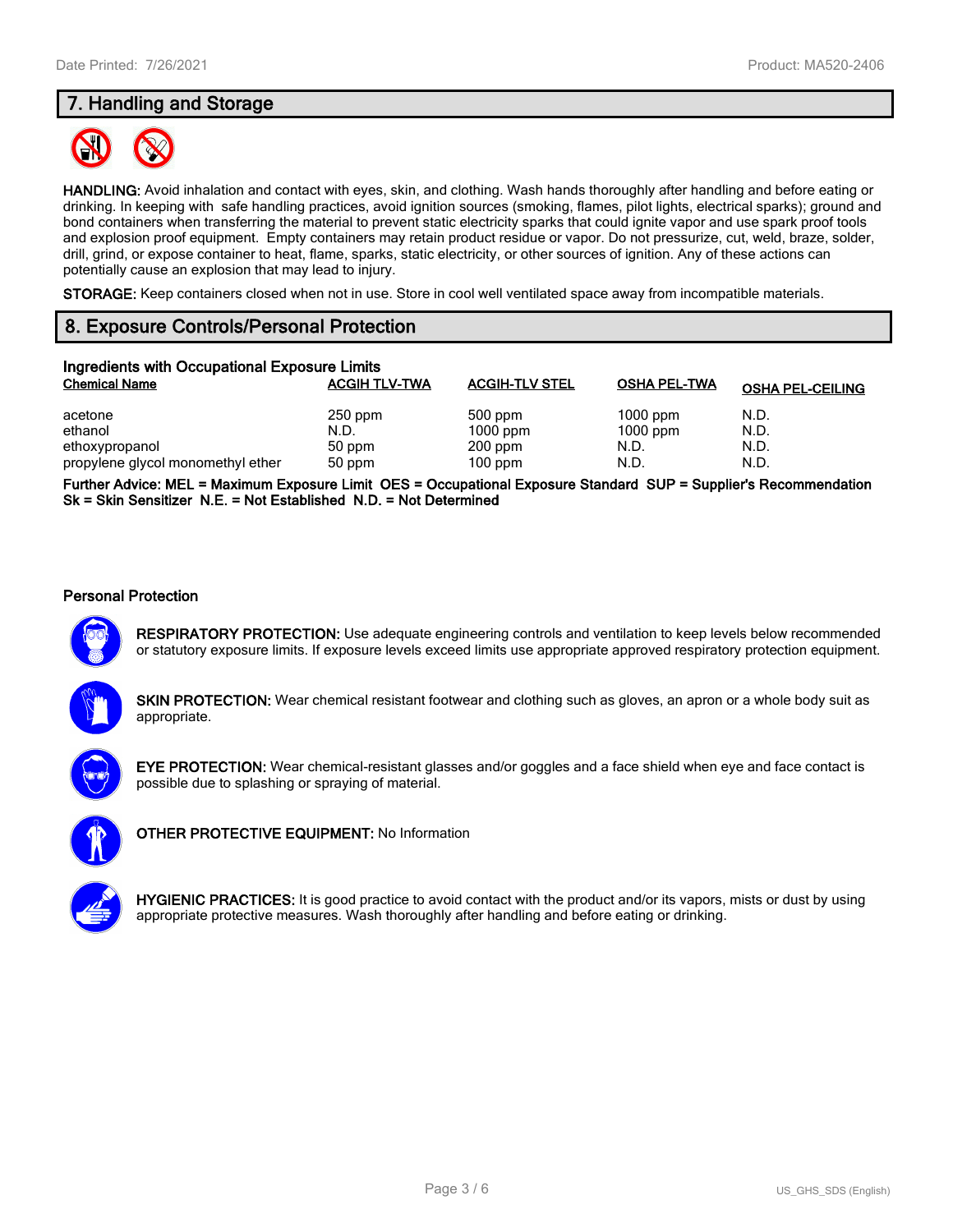## 7. Handling and Storage

**HANDLING:** Avoid inhalation and contact with eyes, skin, and clothing. Wash hands thoroughly after handling and before eating or drinking. In keeping with safe handling practices, avoid ignition sources (smoking, flames, pilot lights, electrical sparks); ground and bond containers when transferring the material to prevent static electricity sparks that could ignite vapor and use spark proof tools and explosion proof equipment. Empty containers may retain product residue or vapor. Do not pressurize, cut, weld, braze, solder, drill, grind, or expose container to heat, flame, sparks, static electricity, or other sources of ignition. Any of these actions can potentially cause an explosion that may lead to injury.

**STORAGE:** Keep containers closed when not in use. Store in cool well ventilated space away from incompatible materials.

## 8. Exposure Controls/Personal Protection

### Ingredients with Occupational Exposure Limits

| Chemical Name | ACGIH TLV-TWA | ACGIH-TLV STEL | OSHA PEL-TWA | OSHA PEL-CEILING |
|---|---|---|---|---|
| acetone | 250 ppm | 500 ppm | 1000 ppm | N.D. |
| ethanol | N.D. | 1000 ppm | 1000 ppm | N.D. |
| ethoxypropanol | 50 ppm | 200 ppm | N.D. | N.D. |
| propylene glycol monomethyl ether | 50 ppm | 100 ppm | N.D. | N.D. |

**Further Advice: MEL = Maximum Exposure Limit OES = Occupational Exposure Standard SUP = Supplier's Recommendation Sk = Skin Sensitizer N.E. = Not Established N.D. = Not Determined**

### Personal Protection

**RESPIRATORY PROTECTION:** Use adequate engineering controls and ventilation to keep levels below recommended or statutory exposure limits. If exposure levels exceed limits use appropriate approved respiratory protection equipment.

**SKIN PROTECTION:** Wear chemical resistant footwear and clothing such as gloves, an apron or a whole body suit as appropriate.

**EYE PROTECTION:** Wear chemical-resistant glasses and/or goggles and a face shield when eye and face contact is possible due to splashing or spraying of material.

**OTHER PROTECTIVE EQUIPMENT:** No Information

**HYGIENIC PRACTICES:** It is good practice to avoid contact with the product and/or its vapors, mists or dust by using appropriate protective measures. Wash thoroughly after handling and before eating or drinking.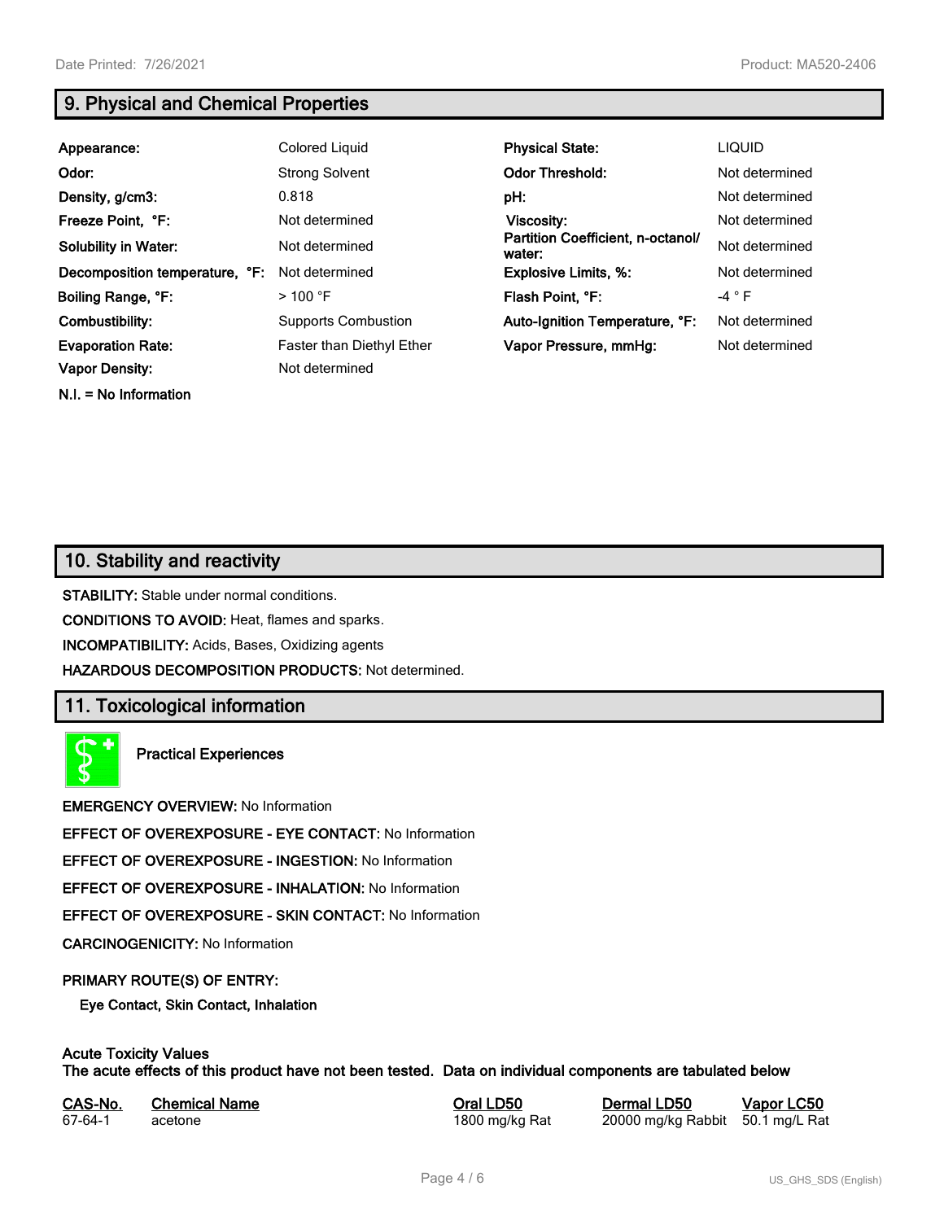## 9. Physical and Chemical Properties

| | | | |
|---|---|---|---|
| **Appearance:** | Colored Liquid | **Physical State:** | LIQUID |
| **Odor:** | Strong Solvent | **Odor Threshold:** | Not determined |
| **Density, g/cm3:** | 0.818 | **pH:** | Not determined |
| **Freeze Point, °F:** | Not determined | **Viscosity:** | Not determined |
| **Solubility in Water:** | Not determined | **Partition Coefficient, n-octanol/ water:** | Not determined |
| **Decomposition temperature, °F:** | Not determined | **Explosive Limits, %:** | Not determined |
| **Boiling Range, °F:** | > 100 °F | **Flash Point, °F:** | -4 ° F |
| **Combustibility:** | Supports Combustion | **Auto-Ignition Temperature, °F:** | Not determined |
| **Evaporation Rate:** | Faster than Diethyl Ether | **Vapor Pressure, mmHg:** | Not determined |
| **Vapor Density:** | Not determined | | |

**N.I. = No Information**

## 10. Stability and reactivity

**STABILITY:** Stable under normal conditions.

**CONDITIONS TO AVOID:** Heat, flames and sparks.

**INCOMPATIBILITY:** Acids, Bases, Oxidizing agents

**HAZARDOUS DECOMPOSITION PRODUCTS:** Not determined.

## 11. Toxicological information

**Practical Experiences**

**EMERGENCY OVERVIEW:** No Information

**EFFECT OF OVEREXPOSURE - EYE CONTACT:** No Information

**EFFECT OF OVEREXPOSURE - INGESTION:** No Information

**EFFECT OF OVEREXPOSURE - INHALATION:** No Information

**EFFECT OF OVEREXPOSURE - SKIN CONTACT:** No Information

**CARCINOGENICITY:** No Information

**PRIMARY ROUTE(S) OF ENTRY:**

**Eye Contact, Skin Contact, Inhalation**

**Acute Toxicity Values**
**The acute effects of this product have not been tested. Data on individual components are tabulated below**

| CAS-No. | Chemical Name | Oral LD50 | Dermal LD50 | Vapor LC50 |
|---|---|---|---|---|
| 67-64-1 | acetone | 1800 mg/kg Rat | 20000 mg/kg Rabbit | 50.1 mg/L Rat |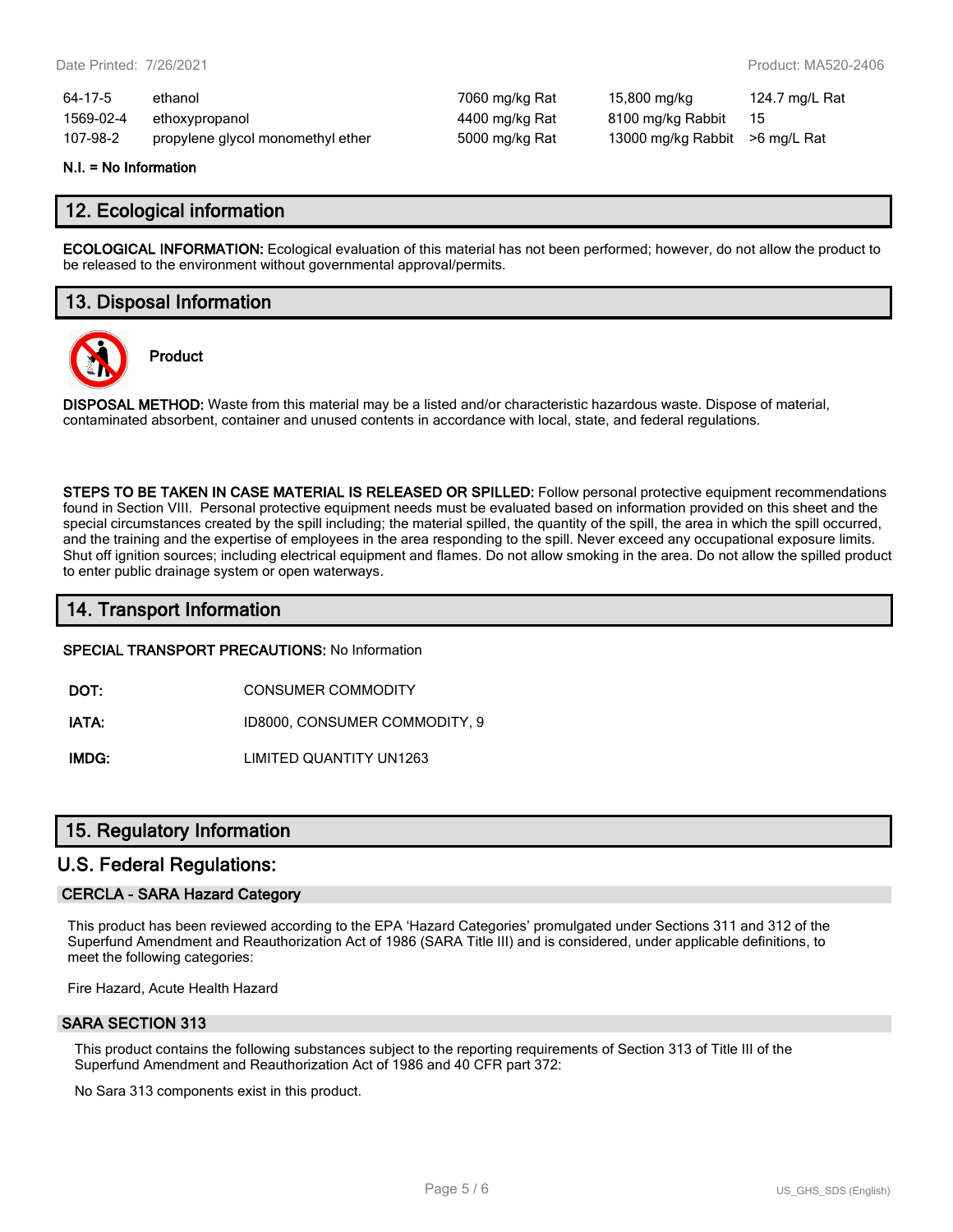| | | | | |
|---|---|---|---|---|
| 64-17-5 | ethanol | 7060 mg/kg Rat | 15,800 mg/kg | 124.7 mg/L Rat |
| 1569-02-4 | ethoxypropanol | 4400 mg/kg Rat | 8100 mg/kg Rabbit | 15 |
| 107-98-2 | propylene glycol monomethyl ether | 5000 mg/kg Rat | 13000 mg/kg Rabbit | >6 mg/L Rat |

**N.I. = No Information**

## 12. Ecological information

**ECOLOGICAL INFORMATION:** Ecological evaluation of this material has not been performed; however, do not allow the product to be released to the environment without governmental approval/permits.

## 13. Disposal Information

**Product**

**DISPOSAL METHOD:** Waste from this material may be a listed and/or characteristic hazardous waste. Dispose of material, contaminated absorbent, container and unused contents in accordance with local, state, and federal regulations.

**STEPS TO BE TAKEN IN CASE MATERIAL IS RELEASED OR SPILLED:** Follow personal protective equipment recommendations found in Section VIII. Personal protective equipment needs must be evaluated based on information provided on this sheet and the special circumstances created by the spill including; the material spilled, the quantity of the spill, the area in which the spill occurred, and the training and the expertise of employees in the area responding to the spill. Never exceed any occupational exposure limits. Shut off ignition sources; including electrical equipment and flames. Do not allow smoking in the area. Do not allow the spilled product to enter public drainage system or open waterways.

## 14. Transport Information

**SPECIAL TRANSPORT PRECAUTIONS:** No Information

**DOT:** CONSUMER COMMODITY

**IATA:** ID8000, CONSUMER COMMODITY, 9

**IMDG:** LIMITED QUANTITY UN1263

## 15. Regulatory Information

## U.S. Federal Regulations:

### CERCLA - SARA Hazard Category

This product has been reviewed according to the EPA 'Hazard Categories' promulgated under Sections 311 and 312 of the Superfund Amendment and Reauthorization Act of 1986 (SARA Title III) and is considered, under applicable definitions, to meet the following categories:

Fire Hazard, Acute Health Hazard

### SARA SECTION 313

This product contains the following substances subject to the reporting requirements of Section 313 of Title III of the Superfund Amendment and Reauthorization Act of 1986 and 40 CFR part 372:

No Sara 313 components exist in this product.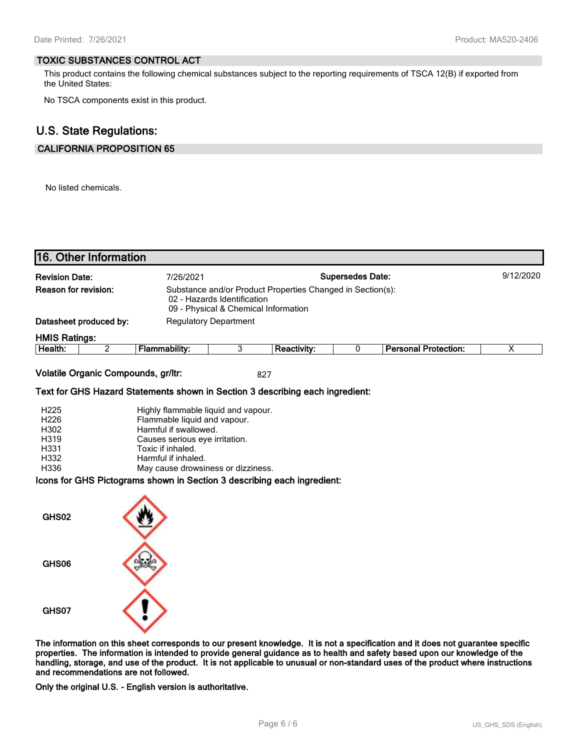### TOXIC SUBSTANCES CONTROL ACT

This product contains the following chemical substances subject to the reporting requirements of TSCA 12(B) if exported from the United States:

No TSCA components exist in this product.

## U.S. State Regulations:

### CALIFORNIA PROPOSITION 65

No listed chemicals.

## 16. Other Information

**Revision Date:** 7/26/2021 **Supersedes Date:** 9/12/2020

**Reason for revision:** Substance and/or Product Properties Changed in Section(s):
02 - Hazards Identification
09 - Physical & Chemical Information

**Datasheet produced by:** Regulatory Department

**HMIS Ratings:**

| | | | | | | | |
|---|---|---|---|---|---|---|---|
| **Health:** | 2 | **Flammability:** | 3 | **Reactivity:** | 0 | **Personal Protection:** | X |

**Volatile Organic Compounds, gr/ltr:** 827

**Text for GHS Hazard Statements shown in Section 3 describing each ingredient:**

| | |
|---|---|
| H225 | Highly flammable liquid and vapour. |
| H226 | Flammable liquid and vapour. |
| H302 | Harmful if swallowed. |
| H319 | Causes serious eye irritation. |
| H331 | Toxic if inhaled. |
| H332 | Harmful if inhaled. |
| H336 | May cause drowsiness or dizziness. |

**Icons for GHS Pictograms shown in Section 3 describing each ingredient:**

GHS02

GHS06

GHS07

**The information on this sheet corresponds to our present knowledge. It is not a specification and it does not guarantee specific properties. The information is intended to provide general guidance as to health and safety based upon our knowledge of the handling, storage, and use of the product. It is not applicable to unusual or non-standard uses of the product where instructions and recommendations are not followed.**

**Only the original U.S. - English version is authoritative.**